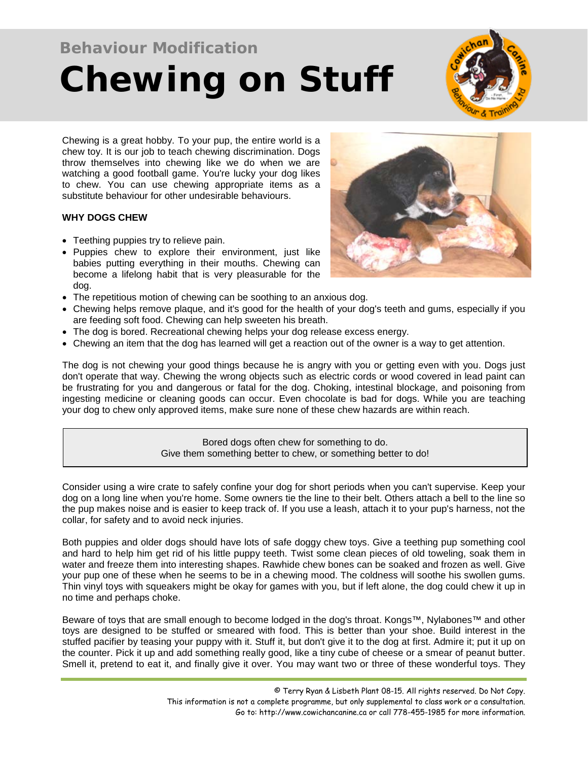Behaviour Modification

# Chewing on Stuff

Chewing is a great hobby. To your pup, the entire world is a chew toy. It is our job to teach chewing discrimination. Dogs throw themselves into chewing like we do when we are watching a good football game. You're lucky your dog likes to chew. You can use chewing appropriate items as a substitute behaviour for other undesirable behaviours.

**WHY DOGS CHEW**

- Teething puppies try to relieve pain.
- Puppies chew to explore their environment, just like babies putting everything in their mouths. Chewing can become a lifelong habit that is very pleasurable for the dog.
- The repetitious motion of chewing can be soothing to an anxious dog.
- Chewing helps remove plaque, and it's good for the health of your dog's teeth and gums, especially if you are feeding soft food. Chewing can help sweeten his breath.
- The dog is bored. Recreational chewing helps your dog release excess energy.
- Chewing an item that the dog has learned will get a reaction out of the owner is a way to get attention.

The dog is not chewing your good things because he is angry with you or getting even with you. Dogs just don't operate that way. Chewing the wrong objects such as electric cords or wood covered in lead paint can be frustrating for you and dangerous or fatal for the dog. Choking, intestinal blockage, and poisoning from ingesting medicine or cleaning goods can occur. Even chocolate is bad for dogs. While you are teaching your dog to chew only approved items, make sure none of these chew hazards are within reach.

> Bored dogs often chew for something to do.
> Give them something better to chew, or something better to do!

Consider using a wire crate to safely confine your dog for short periods when you can't supervise. Keep your dog on a long line when you're home. Some owners tie the line to their belt. Others attach a bell to the line so the pup makes noise and is easier to keep track of. If you use a leash, attach it to your pup's harness, not the collar, for safety and to avoid neck injuries.

Both puppies and older dogs should have lots of safe doggy chew toys. Give a teething pup something cool and hard to help him get rid of his little puppy teeth. Twist some clean pieces of old toweling, soak them in water and freeze them into interesting shapes. Rawhide chew bones can be soaked and frozen as well. Give your pup one of these when he seems to be in a chewing mood. The coldness will soothe his swollen gums. Thin vinyl toys with squeakers might be okay for games with you, but if left alone, the dog could chew it up in no time and perhaps choke.

Beware of toys that are small enough to become lodged in the dog's throat. Kongs™, Nylabones™ and other toys are designed to be stuffed or smeared with food. This is better than your shoe. Build interest in the stuffed pacifier by teasing your puppy with it. Stuff it, but don't give it to the dog at first. Admire it; put it up on the counter. Pick it up and add something really good, like a tiny cube of cheese or a smear of peanut butter. Smell it, pretend to eat it, and finally give it over. You may want two or three of these wonderful toys. They

© Terry Ryan & Lisbeth Plant 08-15. All rights reserved. Do Not Copy.
This information is not a complete programme, but only supplemental to class work or a consultation.
Go to: http://www.cowichancanine.ca or call 778-455-1985 for more information.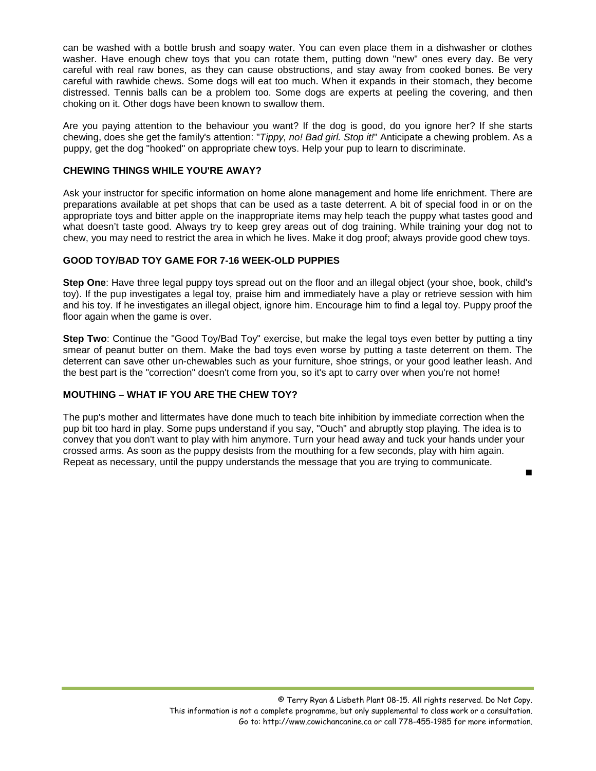can be washed with a bottle brush and soapy water. You can even place them in a dishwasher or clothes washer. Have enough chew toys that you can rotate them, putting down "new" ones every day. Be very careful with real raw bones, as they can cause obstructions, and stay away from cooked bones. Be very careful with rawhide chews. Some dogs will eat too much. When it expands in their stomach, they become distressed. Tennis balls can be a problem too. Some dogs are experts at peeling the covering, and then choking on it. Other dogs have been known to swallow them.

Are you paying attention to the behaviour you want? If the dog is good, do you ignore her? If she starts chewing, does she get the family's attention: "*Tippy, no! Bad girl. Stop it!*" Anticipate a chewing problem. As a puppy, get the dog "hooked" on appropriate chew toys. Help your pup to learn to discriminate.

**CHEWING THINGS WHILE YOU'RE AWAY?**

Ask your instructor for specific information on home alone management and home life enrichment. There are preparations available at pet shops that can be used as a taste deterrent. A bit of special food in or on the appropriate toys and bitter apple on the inappropriate items may help teach the puppy what tastes good and what doesn't taste good. Always try to keep grey areas out of dog training. While training your dog not to chew, you may need to restrict the area in which he lives. Make it dog proof; always provide good chew toys.

**GOOD TOY/BAD TOY GAME FOR 7-16 WEEK-OLD PUPPIES**

**Step One**: Have three legal puppy toys spread out on the floor and an illegal object (your shoe, book, child's toy). If the pup investigates a legal toy, praise him and immediately have a play or retrieve session with him and his toy. If he investigates an illegal object, ignore him. Encourage him to find a legal toy. Puppy proof the floor again when the game is over.

**Step Two**: Continue the "Good Toy/Bad Toy" exercise, but make the legal toys even better by putting a tiny smear of peanut butter on them. Make the bad toys even worse by putting a taste deterrent on them. The deterrent can save other un-chewables such as your furniture, shoe strings, or your good leather leash. And the best part is the "correction" doesn't come from you, so it's apt to carry over when you're not home!

**MOUTHING – WHAT IF YOU ARE THE CHEW TOY?**

The pup's mother and littermates have done much to teach bite inhibition by immediate correction when the pup bit too hard in play. Some pups understand if you say, "Ouch" and abruptly stop playing. The idea is to convey that you don't want to play with him anymore. Turn your head away and tuck your hands under your crossed arms. As soon as the puppy desists from the mouthing for a few seconds, play with him again. Repeat as necessary, until the puppy understands the message that you are trying to communicate.

■

© Terry Ryan & Lisbeth Plant 08-15. All rights reserved. Do Not Copy.
This information is not a complete programme, but only supplemental to class work or a consultation.
Go to: http://www.cowichancanine.ca or call 778-455-1985 for more information.